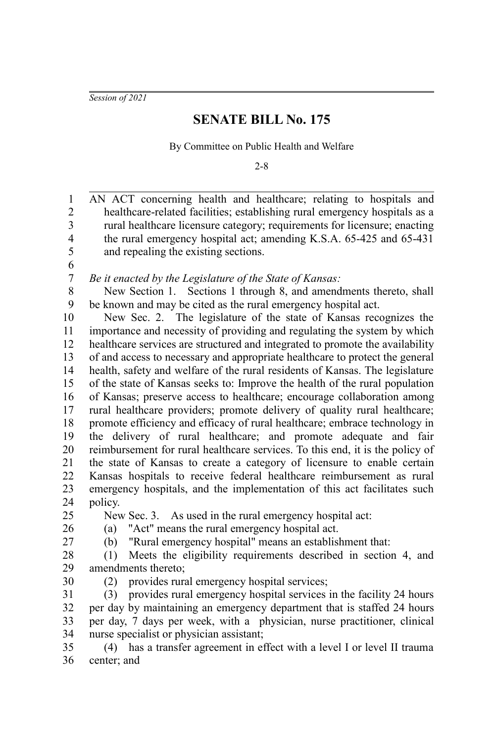*Session of 2021*

# SENATE BILL No. 175

By Committee on Public Health and Welfare

2-8

AN ACT concerning health and healthcare; relating to hospitals and healthcare-related facilities; establishing rural emergency hospitals as a rural healthcare licensure category; requirements for licensure; enacting the rural emergency hospital act; amending K.S.A. 65-425 and 65-431 and repealing the existing sections.

*Be it enacted by the Legislature of the State of Kansas:*

New Section 1. Sections 1 through 8, and amendments thereto, shall be known and may be cited as the rural emergency hospital act.

New Sec. 2. The legislature of the state of Kansas recognizes the importance and necessity of providing and regulating the system by which healthcare services are structured and integrated to promote the availability of and access to necessary and appropriate healthcare to protect the general health, safety and welfare of the rural residents of Kansas. The legislature of the state of Kansas seeks to: Improve the health of the rural population of Kansas; preserve access to healthcare; encourage collaboration among rural healthcare providers; promote delivery of quality rural healthcare; promote efficiency and efficacy of rural healthcare; embrace technology in the delivery of rural healthcare; and promote adequate and fair reimbursement for rural healthcare services. To this end, it is the policy of the state of Kansas to create a category of licensure to enable certain Kansas hospitals to receive federal healthcare reimbursement as rural emergency hospitals, and the implementation of this act facilitates such policy.

New Sec. 3. As used in the rural emergency hospital act:

(a) "Act" means the rural emergency hospital act.

(b) "Rural emergency hospital" means an establishment that:

(1) Meets the eligibility requirements described in section 4, and amendments thereto;

(2) provides rural emergency hospital services;

(3) provides rural emergency hospital services in the facility 24 hours per day by maintaining an emergency department that is staffed 24 hours per day, 7 days per week, with a physician, nurse practitioner, clinical nurse specialist or physician assistant;

(4) has a transfer agreement in effect with a level I or level II trauma center; and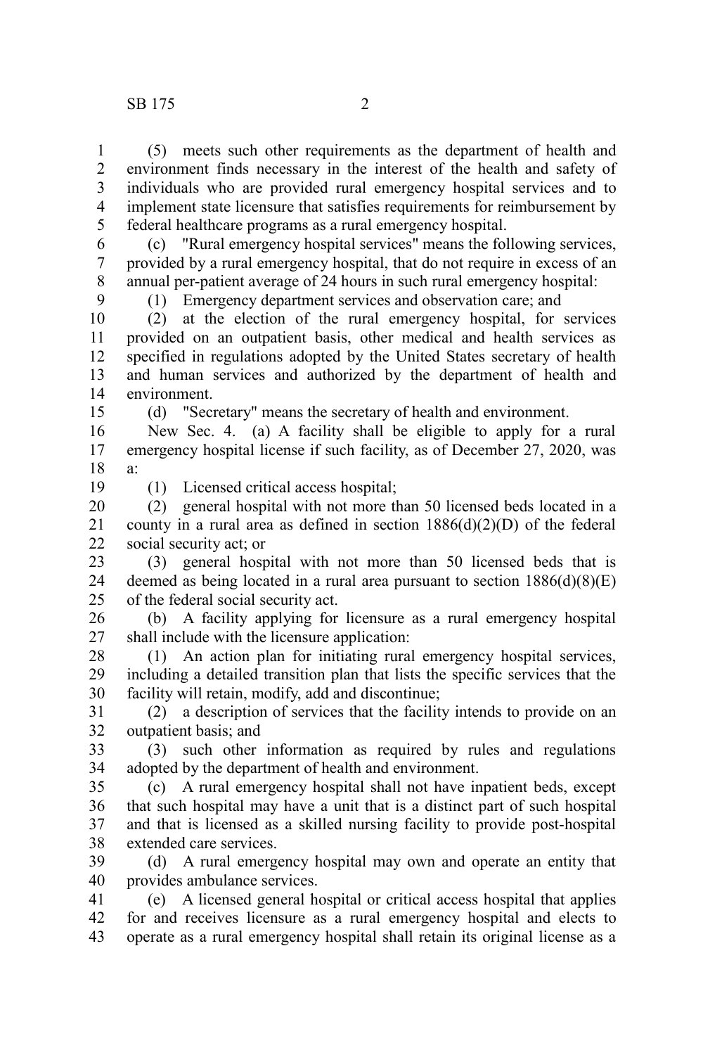(5) meets such other requirements as the department of health and environment finds necessary in the interest of the health and safety of individuals who are provided rural emergency hospital services and to implement state licensure that satisfies requirements for reimbursement by federal healthcare programs as a rural emergency hospital.

(c) "Rural emergency hospital services" means the following services, provided by a rural emergency hospital, that do not require in excess of an annual per-patient average of 24 hours in such rural emergency hospital:

(1) Emergency department services and observation care; and

(2) at the election of the rural emergency hospital, for services provided on an outpatient basis, other medical and health services as specified in regulations adopted by the United States secretary of health and human services and authorized by the department of health and environment.

(d) "Secretary" means the secretary of health and environment.

New Sec. 4. (a) A facility shall be eligible to apply for a rural emergency hospital license if such facility, as of December 27, 2020, was a:

(1) Licensed critical access hospital;

(2) general hospital with not more than 50 licensed beds located in a county in a rural area as defined in section 1886(d)(2)(D) of the federal social security act; or

(3) general hospital with not more than 50 licensed beds that is deemed as being located in a rural area pursuant to section 1886(d)(8)(E) of the federal social security act.

(b) A facility applying for licensure as a rural emergency hospital shall include with the licensure application:

(1) An action plan for initiating rural emergency hospital services, including a detailed transition plan that lists the specific services that the facility will retain, modify, add and discontinue;

(2) a description of services that the facility intends to provide on an outpatient basis; and

(3) such other information as required by rules and regulations adopted by the department of health and environment.

(c) A rural emergency hospital shall not have inpatient beds, except that such hospital may have a unit that is a distinct part of such hospital and that is licensed as a skilled nursing facility to provide post-hospital extended care services.

(d) A rural emergency hospital may own and operate an entity that provides ambulance services.

(e) A licensed general hospital or critical access hospital that applies for and receives licensure as a rural emergency hospital and elects to operate as a rural emergency hospital shall retain its original license as a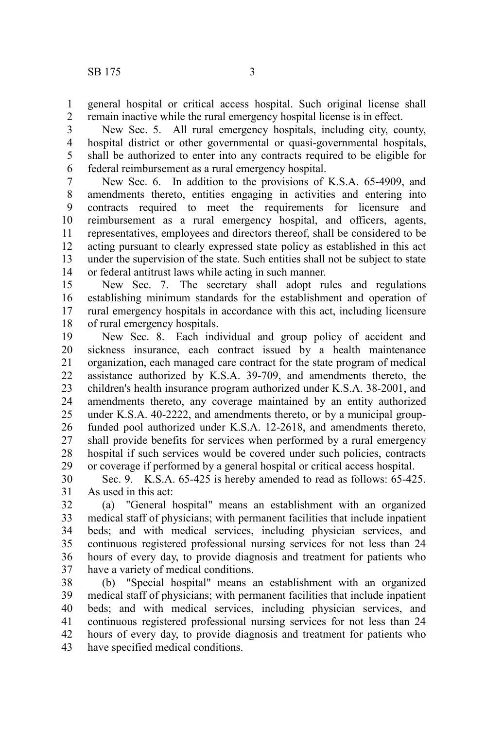general hospital or critical access hospital. Such original license shall remain inactive while the rural emergency hospital license is in effect.

New Sec. 5. All rural emergency hospitals, including city, county, hospital district or other governmental or quasi-governmental hospitals, shall be authorized to enter into any contracts required to be eligible for federal reimbursement as a rural emergency hospital.

New Sec. 6. In addition to the provisions of K.S.A. 65-4909, and amendments thereto, entities engaging in activities and entering into contracts required to meet the requirements for licensure and reimbursement as a rural emergency hospital, and officers, agents, representatives, employees and directors thereof, shall be considered to be acting pursuant to clearly expressed state policy as established in this act under the supervision of the state. Such entities shall not be subject to state or federal antitrust laws while acting in such manner.

New Sec. 7. The secretary shall adopt rules and regulations establishing minimum standards for the establishment and operation of rural emergency hospitals in accordance with this act, including licensure of rural emergency hospitals.

New Sec. 8. Each individual and group policy of accident and sickness insurance, each contract issued by a health maintenance organization, each managed care contract for the state program of medical assistance authorized by K.S.A. 39-709, and amendments thereto, the children's health insurance program authorized under K.S.A. 38-2001, and amendments thereto, any coverage maintained by an entity authorized under K.S.A. 40-2222, and amendments thereto, or by a municipal group-funded pool authorized under K.S.A. 12-2618, and amendments thereto, shall provide benefits for services when performed by a rural emergency hospital if such services would be covered under such policies, contracts or coverage if performed by a general hospital or critical access hospital.

Sec. 9. K.S.A. 65-425 is hereby amended to read as follows: 65-425. As used in this act:

(a) "General hospital" means an establishment with an organized medical staff of physicians; with permanent facilities that include inpatient beds; and with medical services, including physician services, and continuous registered professional nursing services for not less than 24 hours of every day, to provide diagnosis and treatment for patients who have a variety of medical conditions.

(b) "Special hospital" means an establishment with an organized medical staff of physicians; with permanent facilities that include inpatient beds; and with medical services, including physician services, and continuous registered professional nursing services for not less than 24 hours of every day, to provide diagnosis and treatment for patients who have specified medical conditions.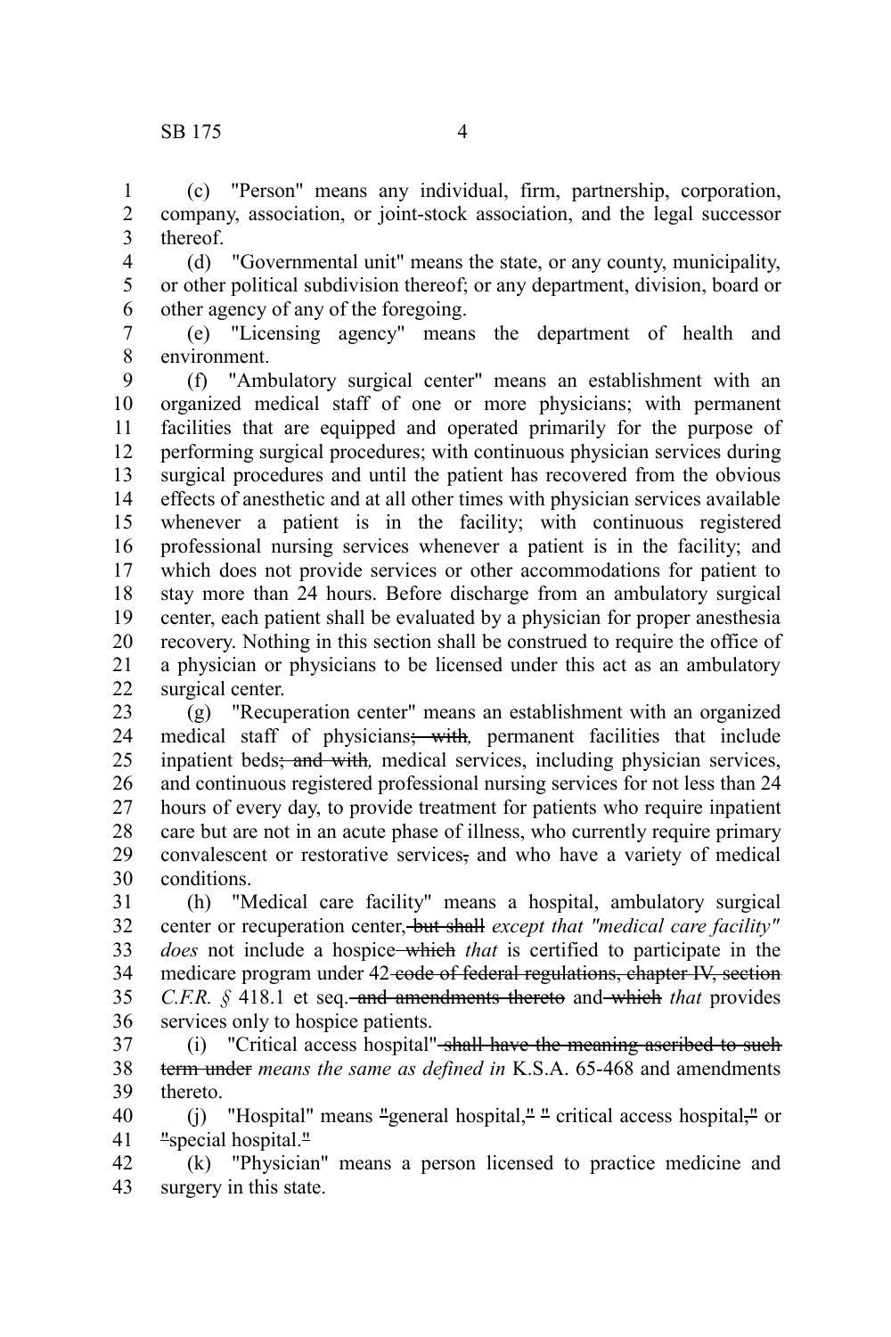(c) "Person" means any individual, firm, partnership, corporation, company, association, or joint-stock association, and the legal successor thereof.

(d) "Governmental unit" means the state, or any county, municipality, or other political subdivision thereof; or any department, division, board or other agency of any of the foregoing.

(e) "Licensing agency" means the department of health and environment.

(f) "Ambulatory surgical center" means an establishment with an organized medical staff of one or more physicians; with permanent facilities that are equipped and operated primarily for the purpose of performing surgical procedures; with continuous physician services during surgical procedures and until the patient has recovered from the obvious effects of anesthetic and at all other times with physician services available whenever a patient is in the facility; with continuous registered professional nursing services whenever a patient is in the facility; and which does not provide services or other accommodations for patient to stay more than 24 hours. Before discharge from an ambulatory surgical center, each patient shall be evaluated by a physician for proper anesthesia recovery. Nothing in this section shall be construed to require the office of a physician or physicians to be licensed under this act as an ambulatory surgical center.

(g) "Recuperation center" means an establishment with an organized medical staff of physicians~~; with~~*,* permanent facilities that include inpatient beds~~; and with~~*,* medical services, including physician services, and continuous registered professional nursing services for not less than 24 hours of every day, to provide treatment for patients who require inpatient care but are not in an acute phase of illness, who currently require primary convalescent or restorative services~~,~~ and who have a variety of medical conditions.

(h) "Medical care facility" means a hospital, ambulatory surgical center or recuperation center~~, but shall~~ *except that "medical care facility" does* not include a hospice ~~which~~ *that* is certified to participate in the medicare program under 42 ~~code of federal regulations, chapter IV, section~~ *C.F.R. §* 418.1 et seq. ~~and amendments thereto~~ and ~~which~~ *that* provides services only to hospice patients.

(i) "Critical access hospital" ~~shall have the meaning ascribed to such term under~~ *means the same as defined in* K.S.A. 65-468 and amendments thereto.

(j) "Hospital" means ~~"~~general hospital,~~"~~ ~~"~~ critical access hospital~~,"~~ or ~~"~~special hospital.~~"~~

(k) "Physician" means a person licensed to practice medicine and surgery in this state.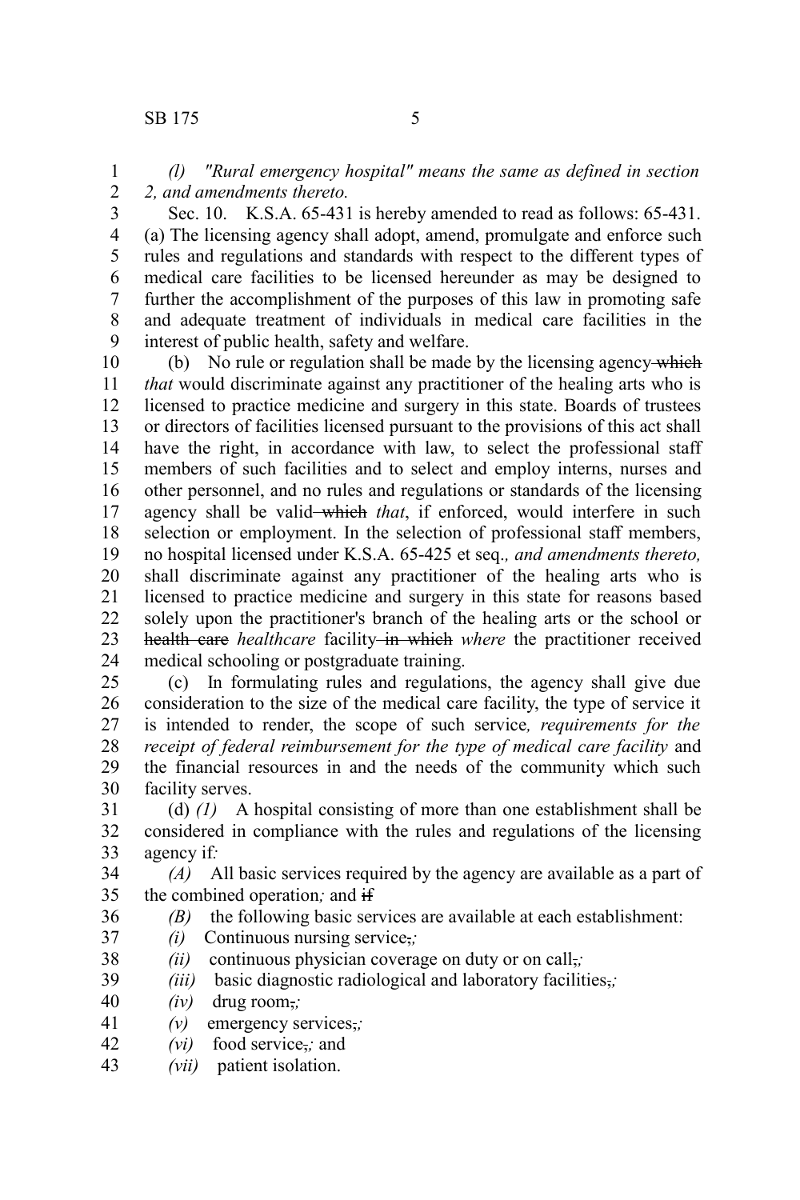*(l) "Rural emergency hospital" means the same as defined in section 2, and amendments thereto.*

Sec. 10. K.S.A. 65-431 is hereby amended to read as follows: 65-431. (a) The licensing agency shall adopt, amend, promulgate and enforce such rules and regulations and standards with respect to the different types of medical care facilities to be licensed hereunder as may be designed to further the accomplishment of the purposes of this law in promoting safe and adequate treatment of individuals in medical care facilities in the interest of public health, safety and welfare.

(b) No rule or regulation shall be made by the licensing agency ~~which~~ *that* would discriminate against any practitioner of the healing arts who is licensed to practice medicine and surgery in this state. Boards of trustees or directors of facilities licensed pursuant to the provisions of this act shall have the right, in accordance with law, to select the professional staff members of such facilities and to select and employ interns, nurses and other personnel, and no rules and regulations or standards of the licensing agency shall be valid ~~which~~ *that*, if enforced, would interfere in such selection or employment. In the selection of professional staff members, no hospital licensed under K.S.A. 65-425 et seq.*, and amendments thereto,* shall discriminate against any practitioner of the healing arts who is licensed to practice medicine and surgery in this state for reasons based solely upon the practitioner's branch of the healing arts or the school or ~~health care~~ *healthcare* facility ~~in which~~ *where* the practitioner received medical schooling or postgraduate training.

(c) In formulating rules and regulations, the agency shall give due consideration to the size of the medical care facility, the type of service it is intended to render, the scope of such service*, requirements for the receipt of federal reimbursement for the type of medical care facility* and the financial resources in and the needs of the community which such facility serves.

(d) *(1)* A hospital consisting of more than one establishment shall be considered in compliance with the rules and regulations of the licensing agency if*:*

*(A)* All basic services required by the agency are available as a part of the combined operation*;* and ~~if~~

*(B)* the following basic services are available at each establishment:

*(i)* Continuous nursing service~~,~~*;*

*(ii)* continuous physician coverage on duty or on call~~,~~*;*

*(iii)* basic diagnostic radiological and laboratory facilities~~,~~*;*

*(iv)* drug room~~,~~*;*

*(v)* emergency services~~,~~*;*

*(vi)* food service~~,~~*;* and

*(vii)* patient isolation.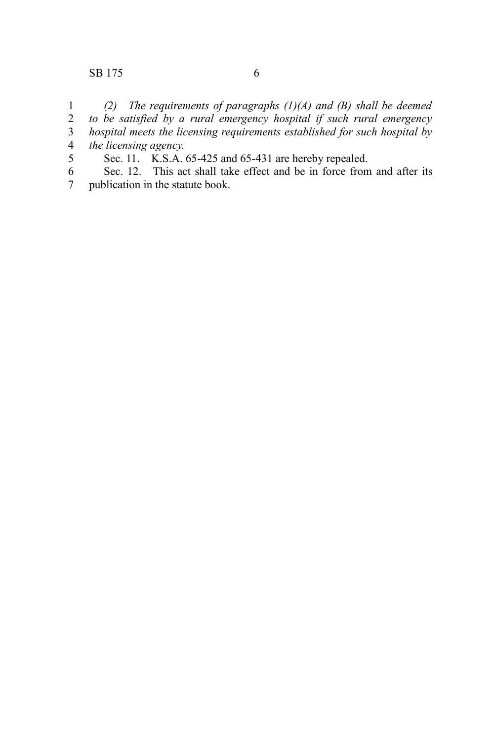*(2) The requirements of paragraphs (1)(A) and (B) shall be deemed to be satisfied by a rural emergency hospital if such rural emergency hospital meets the licensing requirements established for such hospital by the licensing agency.*

Sec. 11. K.S.A. 65-425 and 65-431 are hereby repealed.

Sec. 12. This act shall take effect and be in force from and after its publication in the statute book.